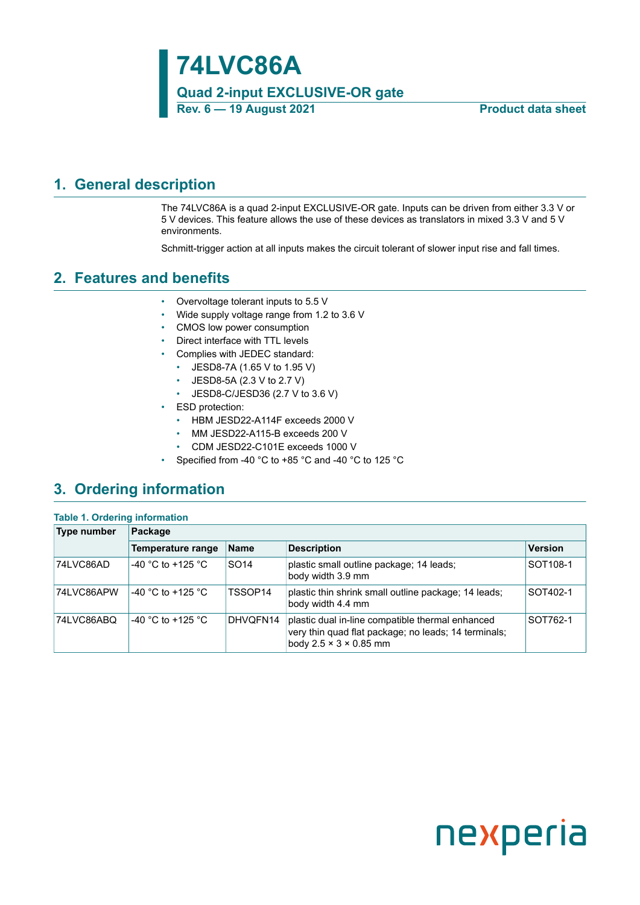# 74LVC86A

**Quad 2-input EXCLUSIVE-OR gate**

**Rev. 6 — 19 August 2021** **Product data sheet**

## 1. General description

The 74LVC86A is a quad 2-input EXCLUSIVE-OR gate. Inputs can be driven from either 3.3 V or 5 V devices. This feature allows the use of these devices as translators in mixed 3.3 V and 5 V environments.

Schmitt-trigger action at all inputs makes the circuit tolerant of slower input rise and fall times.

## 2. Features and benefits

- Overvoltage tolerant inputs to 5.5 V
- Wide supply voltage range from 1.2 to 3.6 V
- CMOS low power consumption
- Direct interface with TTL levels
- Complies with JEDEC standard:
  - JESD8-7A (1.65 V to 1.95 V)
  - JESD8-5A (2.3 V to 2.7 V)
  - JESD8-C/JESD36 (2.7 V to 3.6 V)
- ESD protection:
  - HBM JESD22-A114F exceeds 2000 V
  - MM JESD22-A115-B exceeds 200 V
  - CDM JESD22-C101E exceeds 1000 V
- Specified from -40 °C to +85 °C and -40 °C to 125 °C

## 3. Ordering information

**Table 1. Ordering information**

| Type number | Package | | | |
|---|---|---|---|---|
| | Temperature range | Name | Description | Version |
| 74LVC86AD | -40 °C to +125 °C | SO14 | plastic small outline package; 14 leads; body width 3.9 mm | SOT108-1 |
| 74LVC86APW | -40 °C to +125 °C | TSSOP14 | plastic thin shrink small outline package; 14 leads; body width 4.4 mm | SOT402-1 |
| 74LVC86ABQ | -40 °C to +125 °C | DHVQFN14 | plastic dual in-line compatible thermal enhanced very thin quad flat package; no leads; 14 terminals; body 2.5 × 3 × 0.85 mm | SOT762-1 |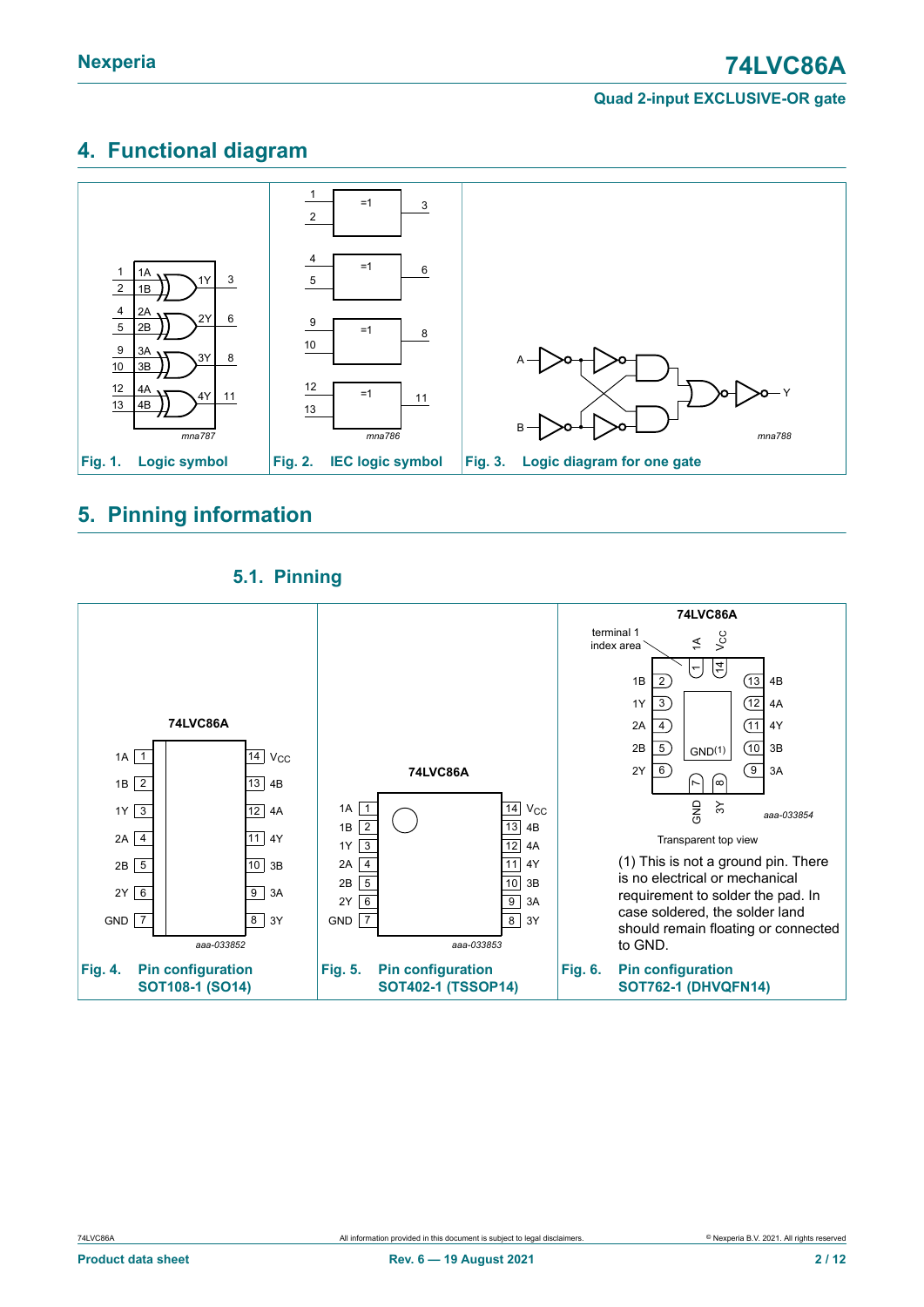## 4. Functional diagram

Fig. 1. Logic symbol

Fig. 2. IEC logic symbol

Fig. 3. Logic diagram for one gate

## 5. Pinning information

### 5.1. Pinning

Fig. 4. Pin configuration SOT108-1 (SO14)

Fig. 5. Pin configuration SOT402-1 (TSSOP14)

Transparent top view

(1) This is not a ground pin. There is no electrical or mechanical requirement to solder the pad. In case soldered, the solder land should remain floating or connected to GND.

Fig. 6. Pin configuration SOT762-1 (DHVQFN14)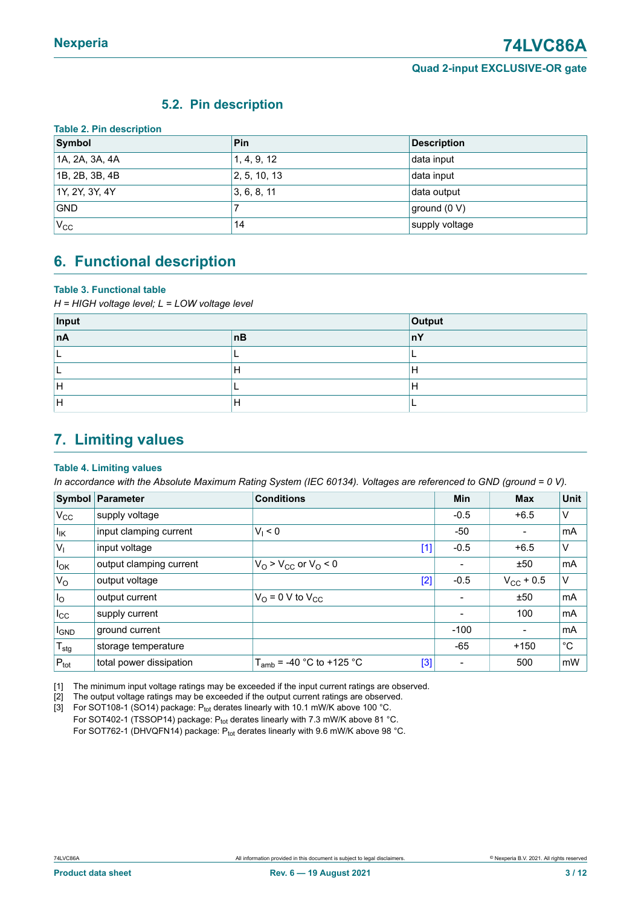### 5.2. Pin description

**Table 2. Pin description**

| Symbol | Pin | Description |
|---|---|---|
| 1A, 2A, 3A, 4A | 1, 4, 9, 12 | data input |
| 1B, 2B, 3B, 4B | 2, 5, 10, 13 | data input |
| 1Y, 2Y, 3Y, 4Y | 3, 6, 8, 11 | data output |
| GND | 7 | ground (0 V) |
| $V_{CC}$ | 14 | supply voltage |

## 6. Functional description

**Table 3. Functional table**

*H = HIGH voltage level; L = LOW voltage level*

| Input | | Output |
|---|---|---|
| **nA** | **nB** | **nY** |
| L | L | L |
| L | H | H |
| H | L | H |
| H | H | L |

## 7. Limiting values

**Table 4. Limiting values**

*In accordance with the Absolute Maximum Rating System (IEC 60134). Voltages are referenced to GND (ground = 0 V).*

| Symbol | Parameter | Conditions | Min | Max | Unit |
|---|---|---|---|---|---|
| $V_{CC}$ | supply voltage | | -0.5 | +6.5 | V |
| $I_{IK}$ | input clamping current | $V_I < 0$ | -50 | - | mA |
| $V_I$ | input voltage | [1] | -0.5 | +6.5 | V |
| $I_{OK}$ | output clamping current | $V_O > V_{CC}$ or $V_O < 0$ | - | ±50 | mA |
| $V_O$ | output voltage | [2] | -0.5 | $V_{CC}$ + 0.5 | V |
| $I_O$ | output current | $V_O$ = 0 V to $V_{CC}$ | - | ±50 | mA |
| $I_{CC}$ | supply current | | - | 100 | mA |
| $I_{GND}$ | ground current | | -100 | - | mA |
| $T_{stg}$ | storage temperature | | -65 | +150 | °C |
| $P_{tot}$ | total power dissipation | $T_{amb}$ = -40 °C to +125 °C [3] | - | 500 | mW |

[1] The minimum input voltage ratings may be exceeded if the input current ratings are observed.

[2] The output voltage ratings may be exceeded if the output current ratings are observed.

[3] For SOT108-1 (SO14) package: $P_{tot}$ derates linearly with 10.1 mW/K above 100 °C.
For SOT402-1 (TSSOP14) package: $P_{tot}$ derates linearly with 7.3 mW/K above 81 °C.
For SOT762-1 (DHVQFN14) package: $P_{tot}$ derates linearly with 9.6 mW/K above 98 °C.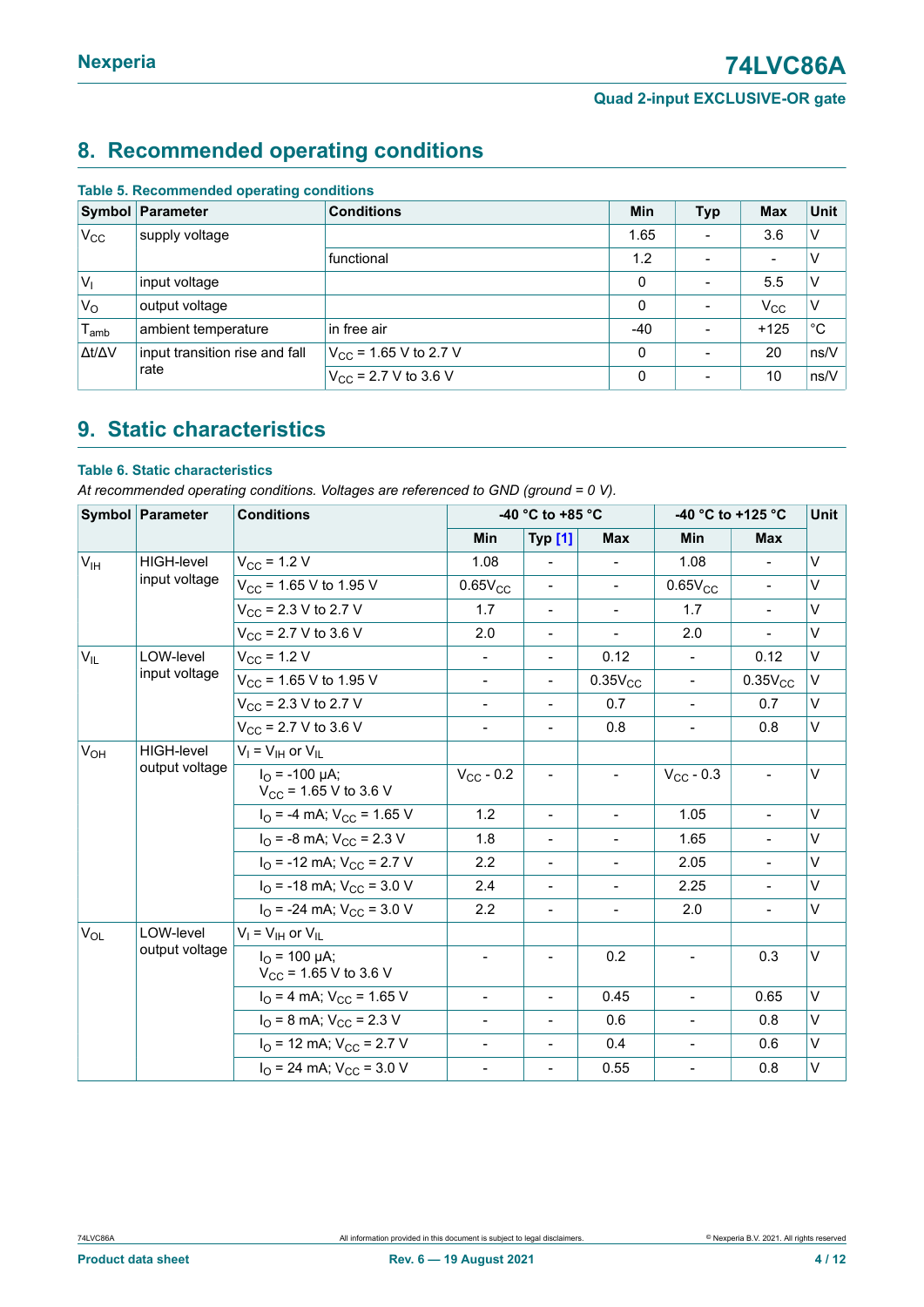## 8. Recommended operating conditions

**Table 5. Recommended operating conditions**

| Symbol | Parameter | Conditions | Min | Typ | Max | Unit |
|---|---|---|---|---|---|---|
| $V_{CC}$ | supply voltage | | 1.65 | - | 3.6 | V |
| | | functional | 1.2 | - | - | V |
| $V_I$ | input voltage | | 0 | - | 5.5 | V |
| $V_O$ | output voltage | | 0 | - | $V_{CC}$ | V |
| $T_{amb}$ | ambient temperature | in free air | -40 | - | +125 | °C |
| $\Delta t/\Delta V$ | input transition rise and fall rate | $V_{CC}$ = 1.65 V to 2.7 V | 0 | - | 20 | ns/V |
| | | $V_{CC}$ = 2.7 V to 3.6 V | 0 | - | 10 | ns/V |

## 9. Static characteristics

**Table 6. Static characteristics**

*At recommended operating conditions. Voltages are referenced to GND (ground = 0 V).*

| Symbol | Parameter | Conditions | -40 °C to +85 °C | | | -40 °C to +125 °C | | Unit |
|---|---|---|---|---|---|---|---|---|
| | | | Min | Typ [1] | Max | Min | Max | |
| $V_{IH}$ | HIGH-level input voltage | $V_{CC}$ = 1.2 V | 1.08 | - | - | 1.08 | - | V |
| | | $V_{CC}$ = 1.65 V to 1.95 V | $0.65V_{CC}$ | - | - | $0.65V_{CC}$ | - | V |
| | | $V_{CC}$ = 2.3 V to 2.7 V | 1.7 | - | - | 1.7 | - | V |
| | | $V_{CC}$ = 2.7 V to 3.6 V | 2.0 | - | - | 2.0 | - | V |
| $V_{IL}$ | LOW-level input voltage | $V_{CC}$ = 1.2 V | - | - | 0.12 | - | 0.12 | V |
| | | $V_{CC}$ = 1.65 V to 1.95 V | - | - | $0.35V_{CC}$ | - | $0.35V_{CC}$ | V |
| | | $V_{CC}$ = 2.3 V to 2.7 V | - | - | 0.7 | - | 0.7 | V |
| | | $V_{CC}$ = 2.7 V to 3.6 V | - | - | 0.8 | - | 0.8 | V |
| $V_{OH}$ | HIGH-level output voltage | $V_I = V_{IH}$ or $V_{IL}$ | | | | | | |
| | | $I_O$ = -100 μA; $V_{CC}$ = 1.65 V to 3.6 V | $V_{CC}$ - 0.2 | - | - | $V_{CC}$ - 0.3 | - | V |
| | | $I_O$ = -4 mA; $V_{CC}$ = 1.65 V | 1.2 | - | - | 1.05 | - | V |
| | | $I_O$ = -8 mA; $V_{CC}$ = 2.3 V | 1.8 | - | - | 1.65 | - | V |
| | | $I_O$ = -12 mA; $V_{CC}$ = 2.7 V | 2.2 | - | - | 2.05 | - | V |
| | | $I_O$ = -18 mA; $V_{CC}$ = 3.0 V | 2.4 | - | - | 2.25 | - | V |
| | | $I_O$ = -24 mA; $V_{CC}$ = 3.0 V | 2.2 | - | - | 2.0 | - | V |
| $V_{OL}$ | LOW-level output voltage | $V_I = V_{IH}$ or $V_{IL}$ | | | | | | |
| | | $I_O$ = 100 μA; $V_{CC}$ = 1.65 V to 3.6 V | - | - | 0.2 | - | 0.3 | V |
| | | $I_O$ = 4 mA; $V_{CC}$ = 1.65 V | - | - | 0.45 | - | 0.65 | V |
| | | $I_O$ = 8 mA; $V_{CC}$ = 2.3 V | - | - | 0.6 | - | 0.8 | V |
| | | $I_O$ = 12 mA; $V_{CC}$ = 2.7 V | - | - | 0.4 | - | 0.6 | V |
| | | $I_O$ = 24 mA; $V_{CC}$ = 3.0 V | - | - | 0.55 | - | 0.8 | V |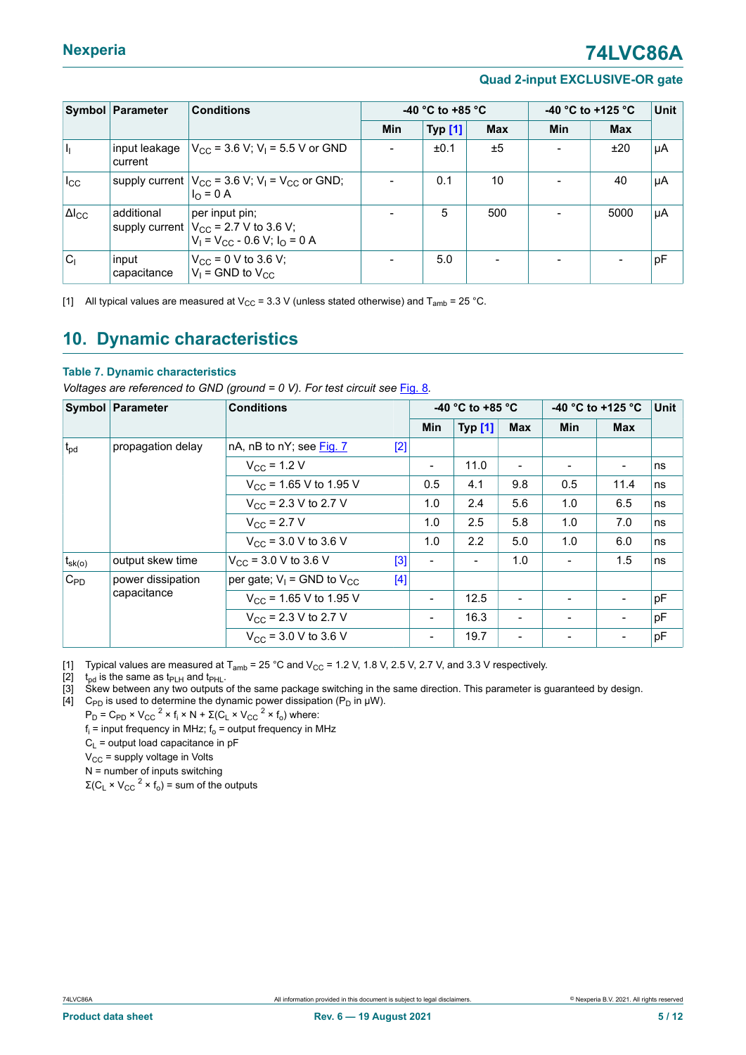| Symbol | Parameter | Conditions | -40 °C to +85 °C | | | -40 °C to +125 °C | | Unit |
|---|---|---|---|---|---|---|---|---|
| | | | Min | Typ [1] | Max | Min | Max | |
| $I_I$ | input leakage current | $V_{CC}$ = 3.6 V; $V_I$ = 5.5 V or GND | - | ±0.1 | ±5 | - | ±20 | μA |
| $I_{CC}$ | supply current | $V_{CC}$ = 3.6 V; $V_I$ = $V_{CC}$ or GND; $I_O$ = 0 A | - | 0.1 | 10 | - | 40 | μA |
| $\Delta I_{CC}$ | additional supply current | per input pin; $V_{CC}$ = 2.7 V to 3.6 V; $V_I$ = $V_{CC}$ - 0.6 V; $I_O$ = 0 A | - | 5 | 500 | - | 5000 | μA |
| $C_I$ | input capacitance | $V_{CC}$ = 0 V to 3.6 V; $V_I$ = GND to $V_{CC}$ | - | 5.0 | - | - | - | pF |

[1] All typical values are measured at $V_{CC}$ = 3.3 V (unless stated otherwise) and $T_{amb}$ = 25 °C.

## 10. Dynamic characteristics

**Table 7. Dynamic characteristics**

*Voltages are referenced to GND (ground = 0 V). For test circuit see Fig. 8.*

| Symbol | Parameter | Conditions | | -40 °C to +85 °C | | | -40 °C to +125 °C | | Unit |
|---|---|---|---|---|---|---|---|---|---|
| | | | | Min | Typ [1] | Max | Min | Max | |
| $t_{pd}$ | propagation delay | nA, nB to nY; see Fig. 7 | [2] | | | | | | |
| | | $V_{CC}$ = 1.2 V | | - | 11.0 | - | - | - | ns |
| | | $V_{CC}$ = 1.65 V to 1.95 V | | 0.5 | 4.1 | 9.8 | 0.5 | 11.4 | ns |
| | | $V_{CC}$ = 2.3 V to 2.7 V | | 1.0 | 2.4 | 5.6 | 1.0 | 6.5 | ns |
| | | $V_{CC}$ = 2.7 V | | 1.0 | 2.5 | 5.8 | 1.0 | 7.0 | ns |
| | | $V_{CC}$ = 3.0 V to 3.6 V | | 1.0 | 2.2 | 5.0 | 1.0 | 6.0 | ns |
| $t_{sk(o)}$ | output skew time | $V_{CC}$ = 3.0 V to 3.6 V | [3] | - | - | 1.0 | - | 1.5 | ns |
| $C_{PD}$ | power dissipation capacitance | per gate; $V_I$ = GND to $V_{CC}$ | [4] | | | | | | |
| | | $V_{CC}$ = 1.65 V to 1.95 V | | - | 12.5 | - | - | - | pF |
| | | $V_{CC}$ = 2.3 V to 2.7 V | | - | 16.3 | - | - | - | pF |
| | | $V_{CC}$ = 3.0 V to 3.6 V | | - | 19.7 | - | - | - | pF |

[1] Typical values are measured at $T_{amb}$ = 25 °C and $V_{CC}$ = 1.2 V, 1.8 V, 2.5 V, 2.7 V, and 3.3 V respectively.

[2] $t_{pd}$ is the same as $t_{PLH}$ and $t_{PHL}$.

[3] Skew between any two outputs of the same package switching in the same direction. This parameter is guaranteed by design.

[4] $C_{PD}$ is used to determine the dynamic power dissipation ($P_D$ in μW).

$P_D = C_{PD} \times V_{CC}{}^2 \times f_i \times N + \Sigma(C_L \times V_{CC}{}^2 \times f_o)$ where:

$f_i$ = input frequency in MHz; $f_o$ = output frequency in MHz

$C_L$ = output load capacitance in pF

$V_{CC}$ = supply voltage in Volts

N = number of inputs switching

$\Sigma(C_L \times V_{CC}{}^2 \times f_o)$ = sum of the outputs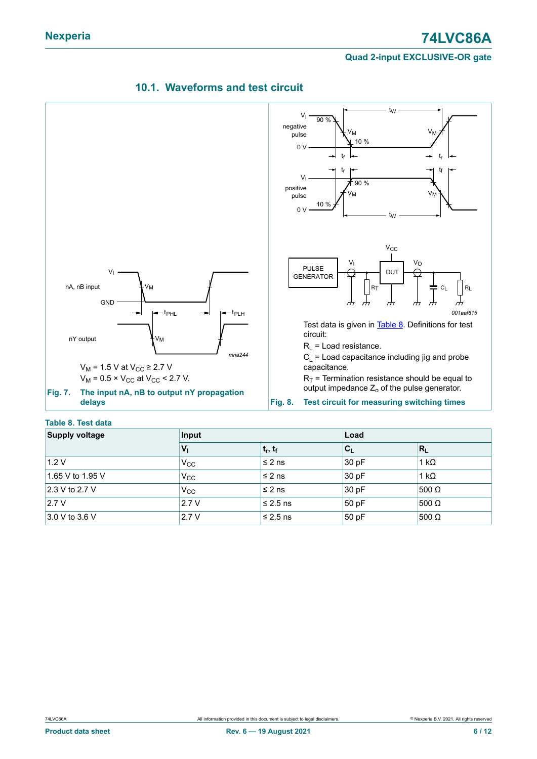### 10.1. Waveforms and test circuit

$V_M$ = 1.5 V at $V_{CC}$ ≥ 2.7 V

$V_M$ = 0.5 × $V_{CC}$ at $V_{CC}$ < 2.7 V.

**Fig. 7. The input nA, nB to output nY propagation delays**

Test data is given in Table 8. Definitions for test circuit:

$R_L$ = Load resistance.

$C_L$ = Load capacitance including jig and probe capacitance.

$R_T$ = Termination resistance should be equal to output impedance $Z_o$ of the pulse generator.

**Fig. 8. Test circuit for measuring switching times**

**Table 8. Test data**

| Supply voltage | Input | | Load | |
|---|---|---|---|---|
| | $V_I$ | $t_r$, $t_f$ | $C_L$ | $R_L$ |
| 1.2 V | $V_{CC}$ | ≤ 2 ns | 30 pF | 1 kΩ |
| 1.65 V to 1.95 V | $V_{CC}$ | ≤ 2 ns | 30 pF | 1 kΩ |
| 2.3 V to 2.7 V | $V_{CC}$ | ≤ 2 ns | 30 pF | 500 Ω |
| 2.7 V | 2.7 V | ≤ 2.5 ns | 50 pF | 500 Ω |
| 3.0 V to 3.6 V | 2.7 V | ≤ 2.5 ns | 50 pF | 500 Ω |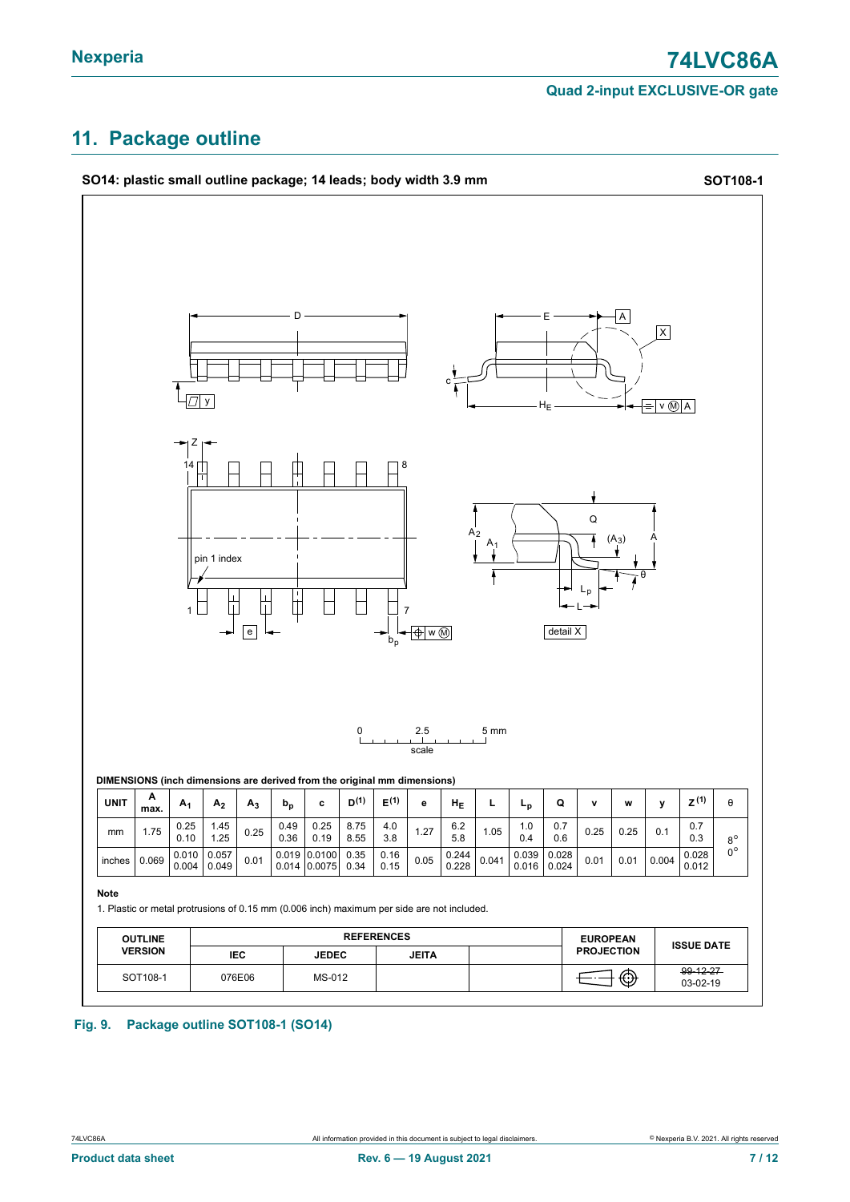## 11. Package outline

**SO14: plastic small outline package; 14 leads; body width 3.9 mm** **SOT108-1**

**DIMENSIONS (inch dimensions are derived from the original mm dimensions)**

| UNIT | A max. | $A_1$ | $A_2$ | $A_3$ | $b_p$ | c | D[(1)] | E[(1)] | e | $H_E$ | L | $L_p$ | Q | v | w | y | Z[(1)] | θ |
|---|---|---|---|---|---|---|---|---|---|---|---|---|---|---|---|---|---|---|
| mm | 1.75 | 0.25<br>0.10 | 1.45<br>1.25 | 0.25 | 0.49<br>0.36 | 0.25<br>0.19 | 8.75<br>8.55 | 4.0<br>3.8 | 1.27 | 6.2<br>5.8 | 1.05 | 1.0<br>0.4 | 0.7<br>0.6 | 0.25 | 0.25 | 0.1 | 0.7<br>0.3 | 8°<br>0° |
| inches | 0.069 | 0.010<br>0.004 | 0.057<br>0.049 | 0.01 | 0.019<br>0.014 | 0.0100<br>0.0075 | 0.35<br>0.34 | 0.16<br>0.15 | 0.05 | 0.244<br>0.228 | 0.041 | 0.039<br>0.016 | 0.028<br>0.024 | 0.01 | 0.01 | 0.004 | 0.028<br>0.012 | |

**Note**

1. Plastic or metal protrusions of 0.15 mm (0.006 inch) maximum per side are not included.

| OUTLINE VERSION | REFERENCES | | | | EUROPEAN PROJECTION | ISSUE DATE |
|---|---|---|---|---|---|---|
| | IEC | JEDEC | JEITA | | | |
| SOT108-1 | 076E06 | MS-012 | | | | ~~99-12-27~~<br>03-02-19 |

**Fig. 9. Package outline SOT108-1 (SO14)**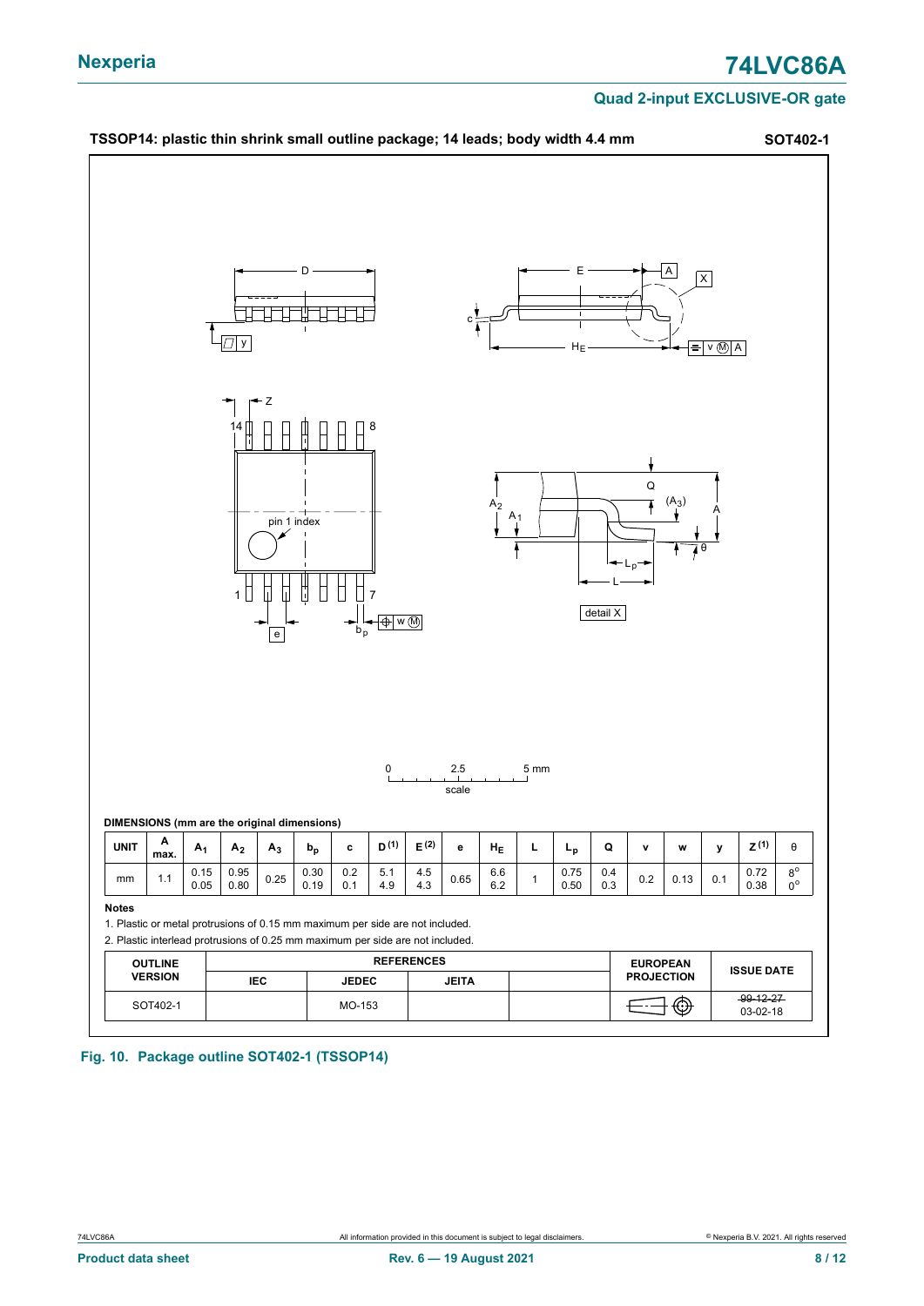## TSSOP14: plastic thin shrink small outline package; 14 leads; body width 4.4 mm

**SOT402-1**

**DIMENSIONS (mm are the original dimensions)**

| UNIT | A max. | $A_1$ | $A_2$ | $A_3$ | $b_p$ | c | D [1] | E [2] | e | $H_E$ | L | $L_p$ | Q | v | w | y | Z [1] | θ |
|---|---|---|---|---|---|---|---|---|---|---|---|---|---|---|---|---|---|---|
| mm | 1.1 | 0.15<br>0.05 | 0.95<br>0.80 | 0.25 | 0.30<br>0.19 | 0.2<br>0.1 | 5.1<br>4.9 | 4.5<br>4.3 | 0.65 | 6.6<br>6.2 | 1 | 0.75<br>0.50 | 0.4<br>0.3 | 0.2 | 0.13 | 0.1 | 0.72<br>0.38 | 8°<br>0° |

**Notes**

1. Plastic or metal protrusions of 0.15 mm maximum per side are not included.
2. Plastic interlead protrusions of 0.25 mm maximum per side are not included.

| OUTLINE VERSION | REFERENCES | | | | EUROPEAN PROJECTION | ISSUE DATE |
|---|---|---|---|---|---|---|
| | IEC | JEDEC | JEITA | | | |
| SOT402-1 | | MO-153 | | | | ~~99-12-27~~<br>03-02-18 |

**Fig. 10. Package outline SOT402-1 (TSSOP14)**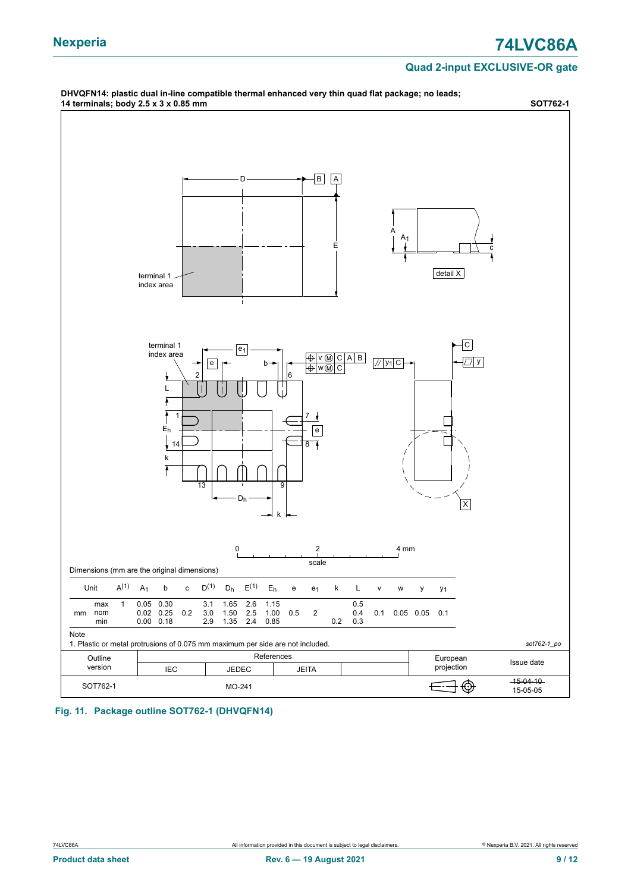**DHVQFN14: plastic dual in-line compatible thermal enhanced very thin quad flat package; no leads; 14 terminals; body 2.5 x 3 x 0.85 mm** **SOT762-1**

Dimensions (mm are the original dimensions)

| Unit | | $A^{(1)}$ | $A_1$ | b | c | $D^{(1)}$ | $D_h$ | $E^{(1)}$ | $E_h$ | e | $e_1$ | k | L | v | w | y | $y_1$ |
|---|---|---|---|---|---|---|---|---|---|---|---|---|---|---|---|---|---|
| mm | max | 1 | 0.05 | 0.30 | | 3.1 | 1.65 | 2.6 | 1.15 | | | | 0.5 | | | | |
| | nom | | 0.02 | 0.25 | 0.2 | 3.0 | 1.50 | 2.5 | 1.00 | 0.5 | 2 | | 0.4 | 0.1 | 0.05 | 0.05 | 0.1 |
| | min | | 0.00 | 0.18 | | 2.9 | 1.35 | 2.4 | 0.85 | | | 0.2 | 0.3 | | | | |

Note

1. Plastic or metal protrusions of 0.075 mm maximum per side are not included.

sot762-1_po

| Outline version | References IEC | References JEDEC | References JEITA | | European projection | Issue date |
|---|---|---|---|---|---|---|
| SOT762-1 | | MO-241 | | | | ~~15-04-10~~ 15-05-05 |

**Fig. 11. Package outline SOT762-1 (DHVQFN14)**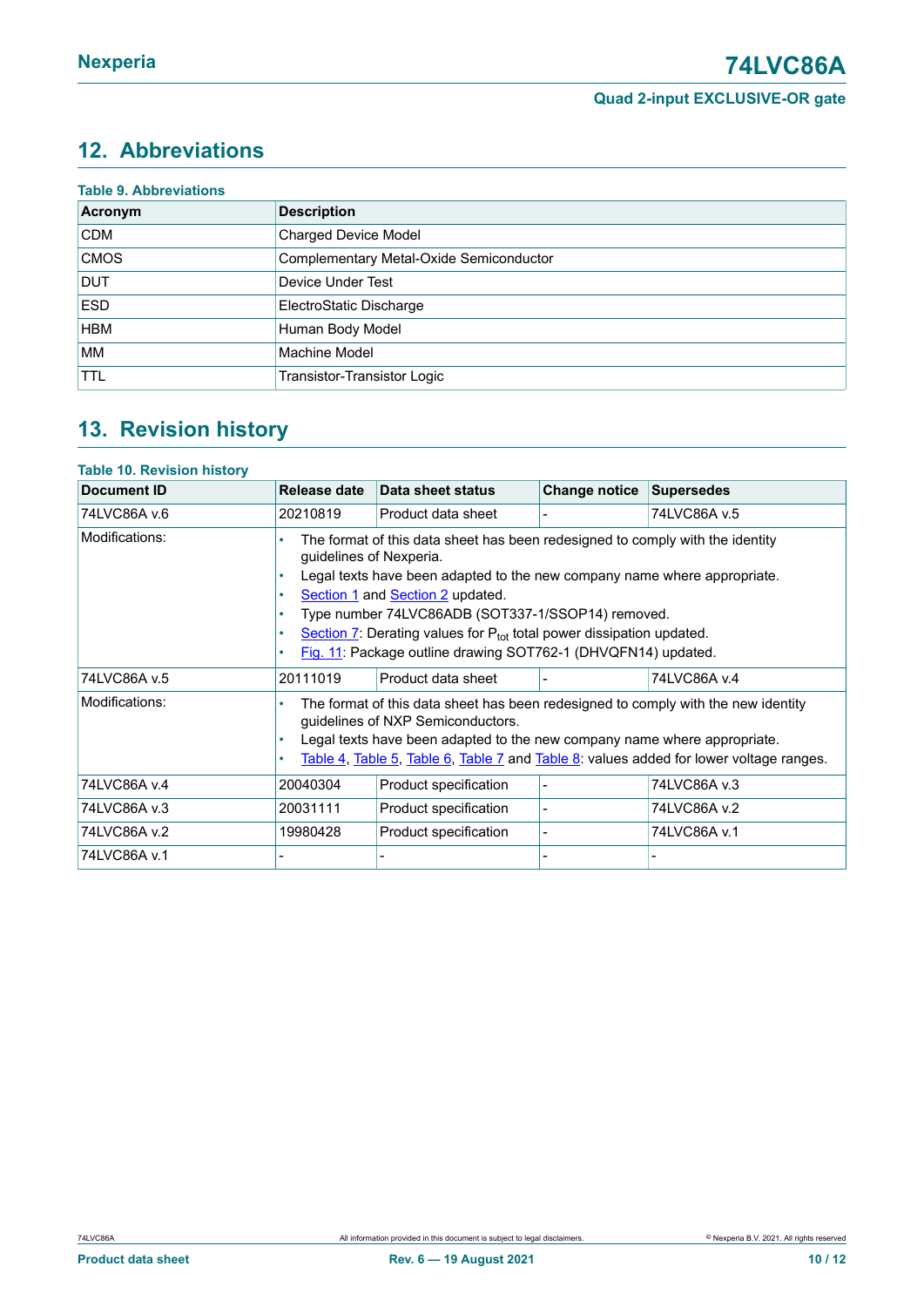## 12. Abbreviations

**Table 9. Abbreviations**

| Acronym | Description |
|---|---|
| CDM | Charged Device Model |
| CMOS | Complementary Metal-Oxide Semiconductor |
| DUT | Device Under Test |
| ESD | ElectroStatic Discharge |
| HBM | Human Body Model |
| MM | Machine Model |
| TTL | Transistor-Transistor Logic |

## 13. Revision history

**Table 10. Revision history**

| Document ID | Release date | Data sheet status | Change notice | Supersedes |
|---|---|---|---|---|
| 74LVC86A v.6 | 20210819 | Product data sheet | - | 74LVC86A v.5 |
| Modifications: | • The format of this data sheet has been redesigned to comply with the identity guidelines of Nexperia.<br>• Legal texts have been adapted to the new company name where appropriate.<br>• Section 1 and Section 2 updated.<br>• Type number 74LVC86ADB (SOT337-1/SSOP14) removed.<br>• Section 7: Derating values for $P_{tot}$ total power dissipation updated.<br>• Fig. 11: Package outline drawing SOT762-1 (DHVQFN14) updated. | | | |
| 74LVC86A v.5 | 20111019 | Product data sheet | - | 74LVC86A v.4 |
| Modifications: | • The format of this data sheet has been redesigned to comply with the new identity guidelines of NXP Semiconductors.<br>• Legal texts have been adapted to the new company name where appropriate.<br>• Table 4, Table 5, Table 6, Table 7 and Table 8: values added for lower voltage ranges. | | | |
| 74LVC86A v.4 | 20040304 | Product specification | - | 74LVC86A v.3 |
| 74LVC86A v.3 | 20031111 | Product specification | - | 74LVC86A v.2 |
| 74LVC86A v.2 | 19980428 | Product specification | - | 74LVC86A v.1 |
| 74LVC86A v.1 | - | - | - | - |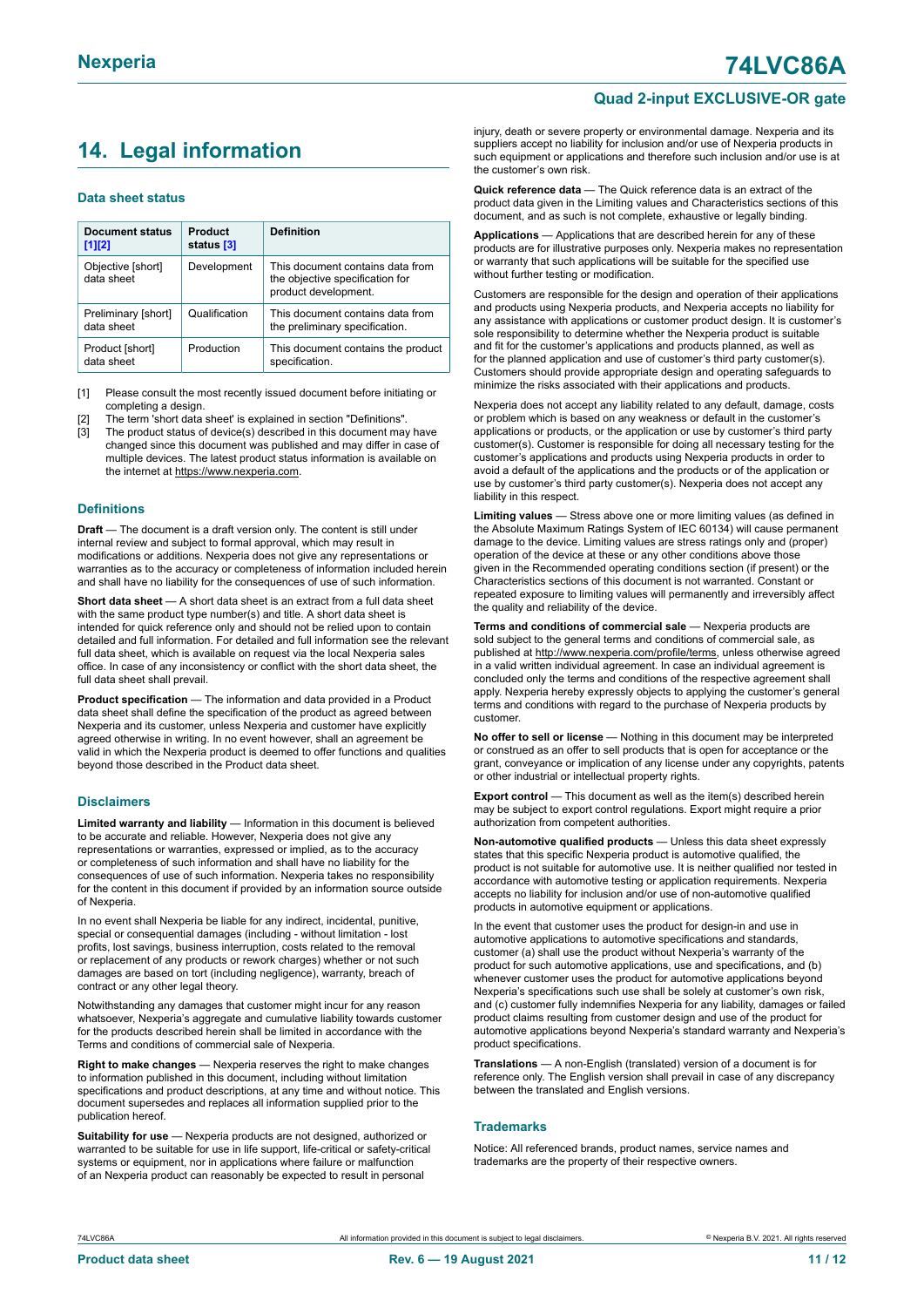# 14. Legal information

### Data sheet status

| Document status [1][2] | Product status [3] | Definition |
|---|---|---|
| Objective [short] data sheet | Development | This document contains data from the objective specification for product development. |
| Preliminary [short] data sheet | Qualification | This document contains data from the preliminary specification. |
| Product [short] data sheet | Production | This document contains the product specification. |

[1] Please consult the most recently issued document before initiating or completing a design.

[2] The term 'short data sheet' is explained in section "Definitions".

[3] The product status of device(s) described in this document may have changed since this document was published and may differ in case of multiple devices. The latest product status information is available on the internet at https://www.nexperia.com.

### Definitions

**Draft** — The document is a draft version only. The content is still under internal review and subject to formal approval, which may result in modifications or additions. Nexperia does not give any representations or warranties as to the accuracy or completeness of information included herein and shall have no liability for the consequences of use of such information.

**Short data sheet** — A short data sheet is an extract from a full data sheet with the same product type number(s) and title. A short data sheet is intended for quick reference only and should not be relied upon to contain detailed and full information. For detailed and full information see the relevant full data sheet, which is available on request via the local Nexperia sales office. In case of any inconsistency or conflict with the short data sheet, the full data sheet shall prevail.

**Product specification** — The information and data provided in a Product data sheet shall define the specification of the product as agreed between Nexperia and its customer, unless Nexperia and customer have explicitly agreed otherwise in writing. In no event however, shall an agreement be valid in which the Nexperia product is deemed to offer functions and qualities beyond those described in the Product data sheet.

### Disclaimers

**Limited warranty and liability** — Information in this document is believed to be accurate and reliable. However, Nexperia does not give any representations or warranties, expressed or implied, as to the accuracy or completeness of such information and shall have no liability for the consequences of use of such information. Nexperia takes no responsibility for the content in this document if provided by an information source outside of Nexperia.

In no event shall Nexperia be liable for any indirect, incidental, punitive, special or consequential damages (including - without limitation - lost profits, lost savings, business interruption, costs related to the removal or replacement of any products or rework charges) whether or not such damages are based on tort (including negligence), warranty, breach of contract or any other legal theory.

Notwithstanding any damages that customer might incur for any reason whatsoever, Nexperia's aggregate and cumulative liability towards customer for the products described herein shall be limited in accordance with the Terms and conditions of commercial sale of Nexperia.

**Right to make changes** — Nexperia reserves the right to make changes to information published in this document, including without limitation specifications and product descriptions, at any time and without notice. This document supersedes and replaces all information supplied prior to the publication hereof.

**Suitability for use** — Nexperia products are not designed, authorized or warranted to be suitable for use in life support, life-critical or safety-critical systems or equipment, nor in applications where failure or malfunction of an Nexperia product can reasonably be expected to result in personal injury, death or severe property or environmental damage. Nexperia and its suppliers accept no liability for inclusion and/or use of Nexperia products in such equipment or applications and therefore such inclusion and/or use is at the customer's own risk.

**Quick reference data** — The Quick reference data is an extract of the product data given in the Limiting values and Characteristics sections of this document, and as such is not complete, exhaustive or legally binding.

**Applications** — Applications that are described herein for any of these products are for illustrative purposes only. Nexperia makes no representation or warranty that such applications will be suitable for the specified use without further testing or modification.

Customers are responsible for the design and operation of their applications and products using Nexperia products, and Nexperia accepts no liability for any assistance with applications or customer product design. It is customer's sole responsibility to determine whether the Nexperia product is suitable and fit for the customer's applications and products planned, as well as for the planned application and use of customer's third party customer(s). Customers should provide appropriate design and operating safeguards to minimize the risks associated with their applications and products.

Nexperia does not accept any liability related to any default, damage, costs or problem which is based on any weakness or default in the customer's applications or products, or the application or use by customer's third party customer(s). Customer is responsible for doing all necessary testing for the customer's applications and products using Nexperia products in order to avoid a default of the applications and the products or of the application or use by customer's third party customer(s). Nexperia does not accept any liability in this respect.

**Limiting values** — Stress above one or more limiting values (as defined in the Absolute Maximum Ratings System of IEC 60134) will cause permanent damage to the device. Limiting values are stress ratings only and (proper) operation of the device at these or any other conditions above those given in the Recommended operating conditions section (if present) or the Characteristics sections of this document is not warranted. Constant or repeated exposure to limiting values will permanently and irreversibly affect the quality and reliability of the device.

**Terms and conditions of commercial sale** — Nexperia products are sold subject to the general terms and conditions of commercial sale, as published at http://www.nexperia.com/profile/terms, unless otherwise agreed in a valid written individual agreement. In case an individual agreement is concluded only the terms and conditions of the respective agreement shall apply. Nexperia hereby expressly objects to applying the customer's general terms and conditions with regard to the purchase of Nexperia products by customer.

**No offer to sell or license** — Nothing in this document may be interpreted or construed as an offer to sell products that is open for acceptance or the grant, conveyance or implication of any license under any copyrights, patents or other industrial or intellectual property rights.

**Export control** — This document as well as the item(s) described herein may be subject to export control regulations. Export might require a prior authorization from competent authorities.

**Non-automotive qualified products** — Unless this data sheet expressly states that this specific Nexperia product is automotive qualified, the product is not suitable for automotive use. It is neither qualified nor tested in accordance with automotive testing or application requirements. Nexperia accepts no liability for inclusion and/or use of non-automotive qualified products in automotive equipment or applications.

In the event that customer uses the product for design-in and use in automotive applications to automotive specifications and standards, customer (a) shall use the product without Nexperia's warranty of the product for such automotive applications, use and specifications, and (b) whenever customer uses the product for automotive applications beyond Nexperia's specifications such use shall be solely at customer's own risk, and (c) customer fully indemnifies Nexperia for any liability, damages or failed product claims resulting from customer design and use of the product for automotive applications beyond Nexperia's standard warranty and Nexperia's product specifications.

**Translations** — A non-English (translated) version of a document is for reference only. The English version shall prevail in case of any discrepancy between the translated and English versions.

### Trademarks

Notice: All referenced brands, product names, service names and trademarks are the property of their respective owners.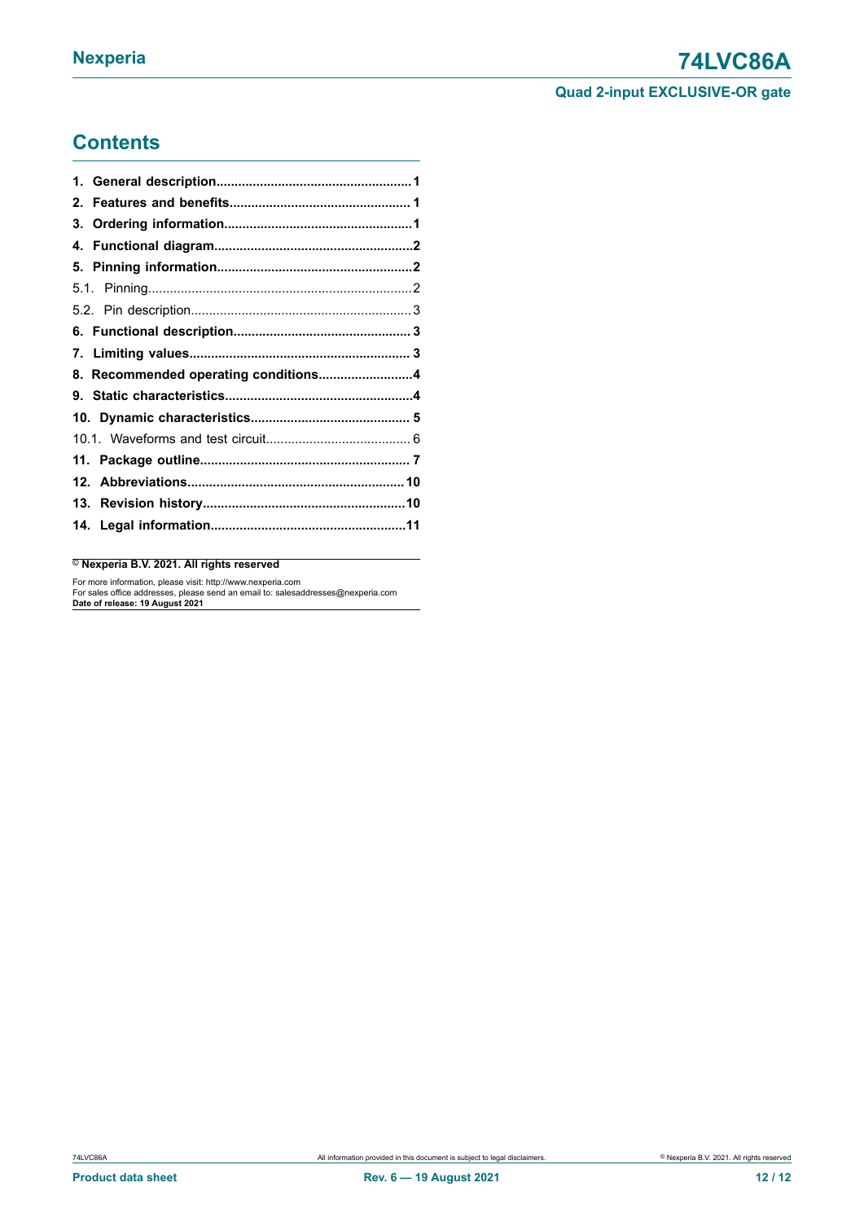## Contents

**1. General description** ..... **1**
**2. Features and benefits** ..... **1**
**3. Ordering information** ..... **1**
**4. Functional diagram** ..... **2**
**5. Pinning information** ..... **2**
5.1. Pinning ..... 2
5.2. Pin description ..... 3
**6. Functional description** ..... **3**
**7. Limiting values** ..... **3**
**8. Recommended operating conditions** ..... **4**
**9. Static characteristics** ..... **4**
**10. Dynamic characteristics** ..... **5**
10.1. Waveforms and test circuit ..... 6
**11. Package outline** ..... **7**
**12. Abbreviations** ..... **10**
**13. Revision history** ..... **10**
**14. Legal information** ..... **11**

**© Nexperia B.V. 2021. All rights reserved**

For more information, please visit: http://www.nexperia.com
For sales office addresses, please send an email to: salesaddresses@nexperia.com
**Date of release: 19 August 2021**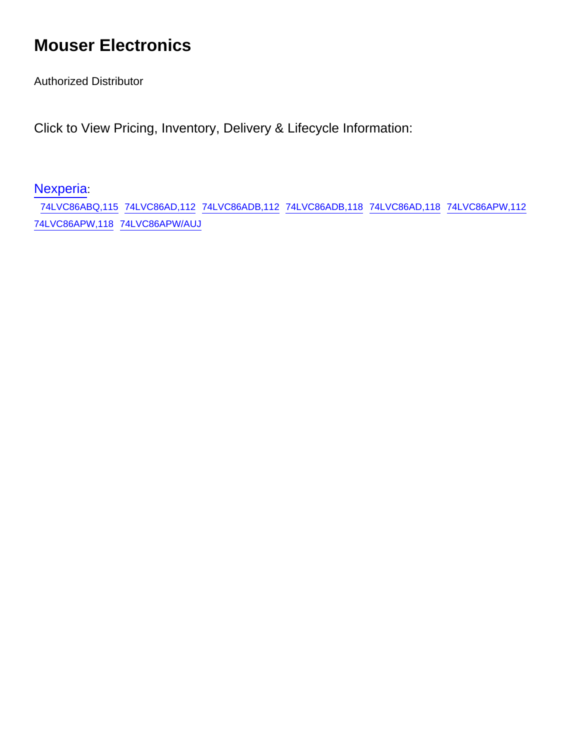# Mouser Electronics

Authorized Distributor

Click to View Pricing, Inventory, Delivery & Lifecycle Information:

Nexperia:

74LVC86ABQ,115 74LVC86AD,112 74LVC86ADB,112 74LVC86ADB,118 74LVC86AD,118 74LVC86APW,112 74LVC86APW,118 74LVC86APW/AUJ